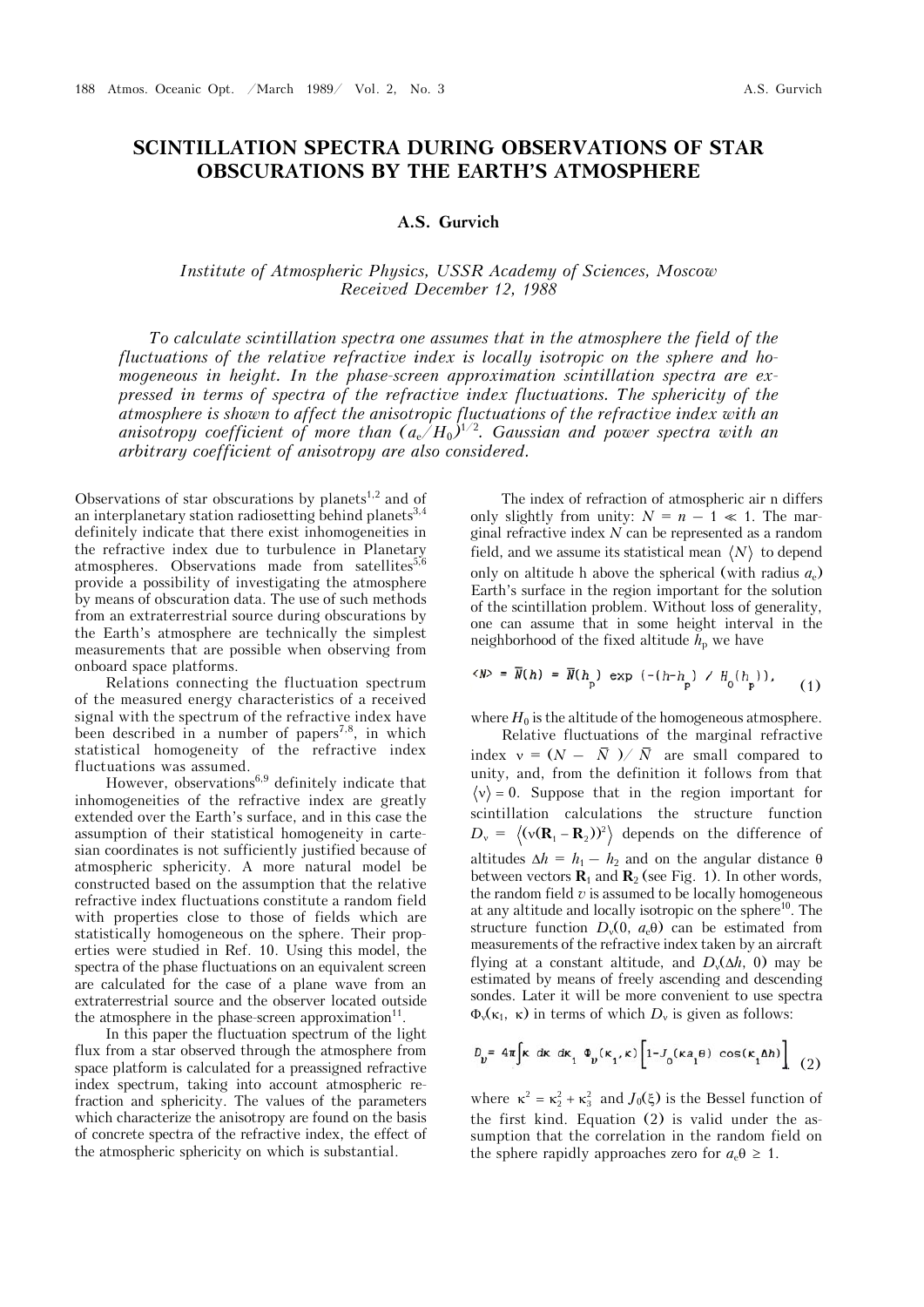# SCINTILLATION SPECTRA DURING OBSERVATIONS OF STAR OBSCURATIONS BY THE EARTH'S ATMOSPHERE

### A.S. Gurvich

*Institute of Atmospheric Physics, USSR Academy of Sciences, Moscow*
*Received December 12, 1988*

*To calculate scintillation spectra one assumes that in the atmosphere the field of the fluctuations of the relative refractive index is locally isotropic on the sphere and homogeneous in height. In the phase-screen approximation scintillation spectra are expressed in terms of spectra of the refractive index fluctuations. The sphericity of the atmosphere is shown to affect the anisotropic fluctuations of the refractive index with an anisotropy coefficient of more than $(a_e/H_0)^{1/2}$. Gaussian and power spectra with an arbitrary coefficient of anisotropy are also considered.*

Observations of star obscurations by planets[1,2] and of an interplanetary station radiosetting behind planets[3,4] definitely indicate that there exist inhomogeneities in the refractive index due to turbulence in Planetary atmospheres. Observations made from satellites[5,6] provide a possibility of investigating the atmosphere by means of obscuration data. The use of such methods from an extraterrestrial source during obscurations by the Earth's atmosphere are technically the simplest measurements that are possible when observing from onboard space platforms.

Relations connecting the fluctuation spectrum of the measured energy characteristics of a received signal with the spectrum of the refractive index have been described in a number of papers[7,8], in which statistical homogeneity of the refractive index fluctuations was assumed.

However, observations[6,9] definitely indicate that inhomogeneities of the refractive index are greatly extended over the Earth's surface, and in this case the assumption of their statistical homogeneity in cartesian coordinates is not sufficiently justified because of atmospheric sphericity. A more natural model be constructed based on the assumption that the relative refractive index fluctuations constitute a random field with properties close to those of fields which are statistically homogeneous on the sphere. Their properties were studied in Ref. 10. Using this model, the spectra of the phase fluctuations on an equivalent screen are calculated for the case of a plane wave from an extraterrestrial source and the observer located outside the atmosphere in the phase-screen approximation[11].

In this paper the fluctuation spectrum of the light flux from a star observed through the atmosphere from space platform is calculated for a preassigned refractive index spectrum, taking into account atmospheric refraction and sphericity. The values of the parameters which characterize the anisotropy are found on the basis of concrete spectra of the refractive index, the effect of the atmospheric sphericity on which is substantial.

The index of refraction of atmospheric air n differs only slightly from unity: $N = n - 1 \ll 1$. The marginal refractive index $N$ can be represented as a random field, and we assume its statistical mean $\langle N\rangle$ to depend only on altitude h above the spherical (with radius $a_e$) Earth's surface in the region important for the solution of the scintillation problem. Without loss of generality, one can assume that in some height interval in the neighborhood of the fixed altitude $h_p$ we have

$$\langle N\rangle = \bar{N}(h) = \bar{N}(h_p)\exp\left(-(h-h_p)/H_0(h_p)\right), \tag{1}$$

where $H_0$ is the altitude of the homogeneous atmosphere.

Relative fluctuations of the marginal refractive index $\nu = (N - \bar{N})/\bar{N}$ are small compared to unity, and, from the definition it follows from that $\langle\nu\rangle = 0$. Suppose that in the region important for scintillation calculations the structure function $D_\nu = \left\langle(\nu(\mathbf{R}_1 - \mathbf{R}_2))^2\right\rangle$ depends on the difference of altitudes $\Delta h = h_1 - h_2$ and on the angular distance $\theta$ between vectors $\mathbf{R}_1$ and $\mathbf{R}_2$ (see Fig. 1). In other words, the random field $v$ is assumed to be locally homogeneous at any altitude and locally isotropic on the sphere[10]. The structure function $D_\nu(0, a_e\theta)$ can be estimated from measurements of the refractive index taken by an aircraft flying at a constant altitude, and $D_\nu(\Delta h, 0)$ may be estimated by means of freely ascending and descending sondes. Later it will be more convenient to use spectra $\Phi_\nu(\kappa_1, \kappa)$ in terms of which $D_\nu$ is given as follows:

$$D_\nu = 4\pi\int \kappa\, d\kappa\, d\kappa_1\, \Phi_\nu(\kappa_1, \kappa)\left[1 - J_0(\kappa a_1\theta)\cos(\kappa_1\Delta h)\right], \tag{2}$$

where $\kappa^2 = \kappa_2^2 + \kappa_3^2$ and $J_0(\xi)$ is the Bessel function of the first kind. Equation (2) is valid under the assumption that the correlation in the random field on the sphere rapidly approaches zero for $a_e\theta \geq 1$.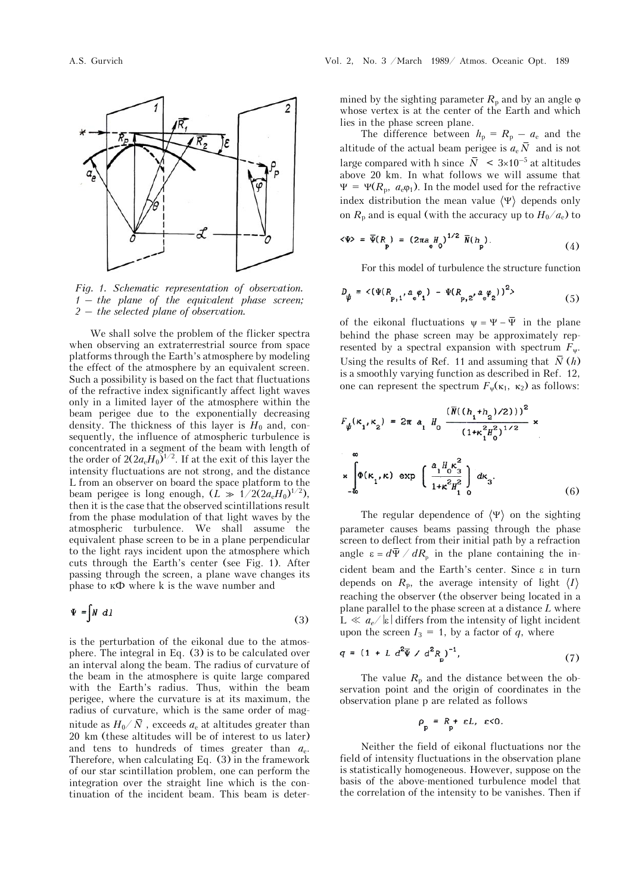*Fig. 1. Schematic representation of observation. 1 — the plane of the equivalent phase screen; 2 — the selected plane of observation.*

We shall solve the problem of the flicker spectra when observing an extraterrestrial source from space platforms through the Earth's atmosphere by modeling the effect of the atmosphere by an equivalent screen. Such a possibility is based on the fact that fluctuations of the refractive index significantly affect light waves only in a limited layer of the atmosphere within the beam perigee due to the exponentially decreasing density. The thickness of this layer is $H_0$ and, consequently, the influence of atmospheric turbulence is concentrated in a segment of the beam with length of the order of $2(2a_eH_0)^{1/2}$. If at the exit of this layer the intensity fluctuations are not strong, and the distance L from an observer on board the space platform to the beam perigee is long enough, ($L \gg 1/2(2a_eH_0)^{1/2}$), then it is the case that the observed scintillations result from the phase modulation of that light waves by the atmospheric turbulence. We shall assume the equivalent phase screen to be in a plane perpendicular to the light rays incident upon the atmosphere which cuts through the Earth's center (see Fig. 1). After passing through the screen, a plane wave changes its phase to $\kappa\Phi$ where k is the wave number and

$$\Psi = \int N \, dl \tag{3}$$

is the perturbation of the eikonal due to the atmosphere. The integral in Eq. (3) is to be calculated over an interval along the beam. The radius of curvature of the beam in the atmosphere is quite large compared with the Earth's radius. Thus, within the beam perigee, where the curvature is at its maximum, the radius of curvature, which is the same order of magnitude as $H_0/\bar{N}$, exceeds $a_e$ at altitudes greater than 20 km (these altitudes will be of interest to us later) and tens to hundreds of times greater than $a_e$. Therefore, when calculating Eq. (3) in the framework of our star scintillation problem, one can perform the integration over the straight line which is the continuation of the incident beam. This beam is determined by the sighting parameter $R_p$ and by an angle $\varphi$ whose vertex is at the center of the Earth and which lies in the phase screen plane.

The difference between $h_p = R_p - a_e$ and the altitude of the actual beam perigee is $a_e\bar{N}$ and is not large compared with h since $\bar{N} < 3\times10^{-5}$ at altitudes above 20 km. In what follows we will assume that $\Psi = \Psi(R_p, a_e\varphi_1)$. In the model used for the refractive index distribution the mean value $\langle\Psi\rangle$ depends only on $R_p$ and is equal (with the accuracy up to $H_0/a_e$) to

$$\langle\Psi\rangle = \bar{\Psi}(R_p) = (2\pi a_e H_0)^{1/2} \, \bar{N}(h_p). \tag{4}$$

For this model of turbulence the structure function

$$D_\psi = \langle(\Psi(R_{p,1}, a_e\varphi_1) - \Psi(R_{p,2}, a_e\varphi_2))^2\rangle \tag{5}$$

of the eikonal fluctuations $\psi = \Psi - \bar{\Psi}$ in the plane behind the phase screen may be approximately represented by a spectral expansion with spectrum $F_\psi$. Using the results of Ref. 11 and assuming that $\bar{N}(h)$ is a smoothly varying function as described in Ref. 12, one can represent the spectrum $F_\psi(\kappa_1, \kappa_2)$ as follows:

$$F_\psi(\kappa_1,\kappa_2) = 2\pi \, a_1 \, H_0 \frac{(\bar{N}((h_1+h_2)/2)))^2}{(1+\kappa_1^2H_0^2)^{1/2}} \times \int_{-\infty}^{\infty} \Phi(\kappa_1,\kappa) \exp\left(\frac{a_1 H_0 \kappa_3^2}{1+\kappa^2 H_1^2 {}_0}\right) d\kappa_3. \tag{6}$$

The regular dependence of $\langle\Psi\rangle$ on the sighting parameter causes beams passing through the phase screen to deflect from their initial path by a refraction angle $\varepsilon = d\bar{\Psi}/dR_p$ in the plane containing the incident beam and the Earth's center. Since $\varepsilon$ in turn depends on $R_p$, the average intensity of light $\langle I\rangle$ reaching the observer (the observer being located in a plane parallel to the phase screen at a distance $L$ where $L \ll a_e/|\varepsilon|$ differs from the intensity of light incident upon the screen $I_3 = 1$, by a factor of $q$, where

$$q = (1 + L \, d^2\bar{\Psi} / d^2R_p)^{-1}, \tag{7}$$

The value $R_p$ and the distance between the observation point and the origin of coordinates in the observation plane p are related as follows

$$\rho_p = R_p + \varepsilon L, \ \varepsilon<0.$$

Neither the field of eikonal fluctuations nor the field of intensity fluctuations in the observation plane is statistically homogeneous. However, suppose on the basis of the above-mentioned turbulence model that the correlation of the intensity to be vanishes. Then if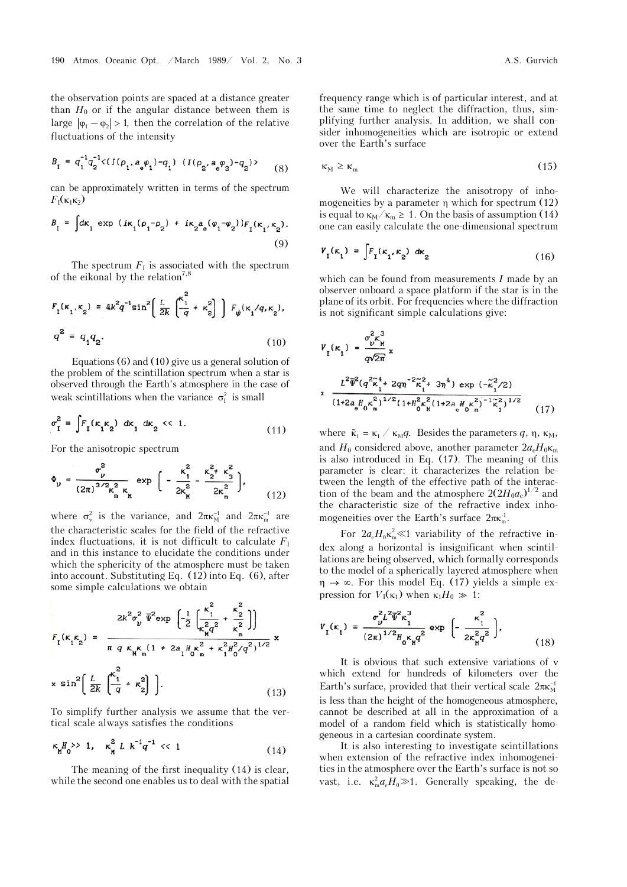the observation points are spaced at a distance greater than $H_0$ or if the angular distance between them is large $|\varphi_1 - \varphi_2| > 1$, then the correlation of the relative fluctuations of the intensity

$$B_I = q_1^{-1} q_2^{-1} \langle (I(\rho_1, a_e\varphi_1) - q_1)\ (I(\rho_2, a_e\varphi_2) - q_2) \rangle \tag{8}$$

can be approximately written in terms of the spectrum $F_I(\kappa_1\kappa_2)$

$$B_I = \int d\kappa_1 \exp\,(i\kappa_1(\rho_1 - \rho_2) + i\kappa_2 a_e(\varphi_1 - \varphi_2)) F_I(\kappa_1, \kappa_2). \tag{9}$$

The spectrum $F_I$ is associated with the spectrum of the eikonal by the relation[7,8]

$$F_I(\kappa_1, \kappa_2) = 4k^2 q^{-1} \sin^2\left[ \frac{L}{2k}\left(\frac{\kappa_1^2}{q} + \kappa_2^2\right)\right] F_\psi(\kappa_1/q, \kappa_2),$$

$$q^2 = q_1 q_2. \tag{10}$$

Equations (6) and (10) give us a general solution of the problem of the scintillation spectrum when a star is observed through the Earth's atmosphere in the case of weak scintillations when the variance $\sigma_I^2$ is small

$$\sigma_I^2 = \int F_I(\kappa_1 \kappa_2)\ d\kappa_1\ d\kappa_2 \ll 1. \tag{11}$$

For the anisotropic spectrum

$$\Phi_\nu = \frac{\sigma_\nu^2}{(2\pi)^{3/2}\kappa_m^2\kappa_M} \exp\left[-\frac{\kappa_1^2}{2\kappa_M^2} - \frac{\kappa_2^2 + \kappa_3^2}{2\kappa_m^2}\right], \tag{12}$$

where $\sigma_\nu^2$ is the variance, and $2\pi\kappa_M^{-1}$ and $2\pi\kappa_m^{-1}$ are the characteristic scales for the field of the refractive index fluctuations, it is not difficult to calculate $F_I$ and in this instance to elucidate the conditions under which the sphericity of the atmosphere must be taken into account. Substituting Eq. (12) into Eq. (6), after some simple calculations we obtain

$$F_I(\kappa_1\kappa_2) = \frac{2k^2\sigma_\nu^2\,\bar{\Psi}^2 \exp\left(-\frac{1}{2}\left[\frac{\kappa_1^2}{\kappa_M^2 q^2} + \frac{\kappa_2^2}{\kappa_m^2}\right]\right)}{\pi\, q\, \kappa_M \kappa_m (1 + 2a_1 H_0 \kappa_m^2 + \kappa_1^2 H_0^2/q^2)^{1/2}} \times$$

$$\times \sin^2\left[\frac{L}{2k}\left(\frac{\kappa_1^2}{q} + \kappa_2^2\right)\right]. \tag{13}$$

To simplify further analysis we assume that the vertical scale always satisfies the conditions

$$\kappa_M H_0 \gg 1, \quad \kappa_M^2 L k^{-1} q^{-1} \ll 1 \tag{14}$$

The meaning of the first inequality (14) is clear, while the second one enables us to deal with the spatial frequency range which is of particular interest, and at the same time to neglect the diffraction, thus, simplifying further analysis. In addition, we shall consider inhomogeneities which are isotropic or extend over the Earth's surface

$$\kappa_M \geq \kappa_m \tag{15}$$

We will characterize the anisotropy of inhomogeneities by a parameter $\eta$ which for spectrum (12) is equal to $\kappa_M/\kappa_m \geq 1$. On the basis of assumption (14) one can easily calculate the one-dimensional spectrum

$$V_I(\kappa_1) = \int F_I(\kappa_1, \kappa_2)\ d\kappa_2 \tag{16}$$

which can be found from measurements $I$ made by an observer onboard a space platform if the star is in the plane of its orbit. For frequencies where the diffraction is not significant simple calculations give:

$$V_I(\kappa_1) = \frac{\sigma_\nu^2 \kappa_M^3}{q\sqrt{2\pi}} \times$$

$$\times \frac{L^2\bar{\Psi}^2(q^2\tilde{\kappa}_1^4 + 2q\eta^{-2}\tilde{\kappa}_1^2 + 3\eta^4)\exp(-\tilde{\kappa}_1^2/2)}{(1 + 2a_e H_0 \kappa_m^2)^{1/2}(1 + H_0^2\kappa_M^2(1 + 2a_e H_0\kappa_m^2)^{-1}\tilde{\kappa}_1^2)^{1/2}} \tag{17}$$

where $\tilde{\kappa}_1 = \kappa_1 / \kappa_M q$. Besides the parameters $q$, $\eta$, $\kappa_M$, and $H_0$ considered above, another parameter $2a_e H_0 \kappa_m$ is also introduced in Eq. (17). The meaning of this parameter is clear: it characterizes the relation between the length of the effective path of the interaction of the beam and the atmosphere $2(2H_0 a_e)^{1/2}$ and the characteristic size of the refractive index inhomogeneities over the Earth's surface $2\pi\kappa_m^{-1}$.

For $2a_e H_0 \kappa_m^2 \ll 1$ variability of the refractive index along a horizontal is insignificant when scintillations are being observed, which formally corresponds to the model of a spherically layered atmosphere when $\eta \to \infty$. For this model Eq. (17) yields a simple expression for $V_I(\kappa_1)$ when $\kappa_1 H_0 \gg 1$:

$$V_I(\kappa_1) = \frac{\sigma_\nu^2 L^2 \bar{\Psi}^2 \kappa_1^3}{(2\pi)^{1/2} H_0 \kappa_M q^2} \exp\left[-\frac{\kappa_1^2}{2\kappa_M^2 q^2}\right], \tag{18}$$

It is obvious that such extensive variations of $\nu$ which extend for hundreds of kilometers over the Earth's surface, provided that their vertical scale $2\pi\kappa_M^{-1}$ is less than the height of the homogeneous atmosphere, cannot be described at all in the approximation of a model of a random field which is statistically homogeneous in a cartesian coordinate system.

It is also interesting to investigate scintillations when extension of the refractive index inhomogeneities in the atmosphere over the Earth's surface is not so vast, i.e. $\kappa_m^2 a_e H_0 \gg 1$. Generally speaking, the de-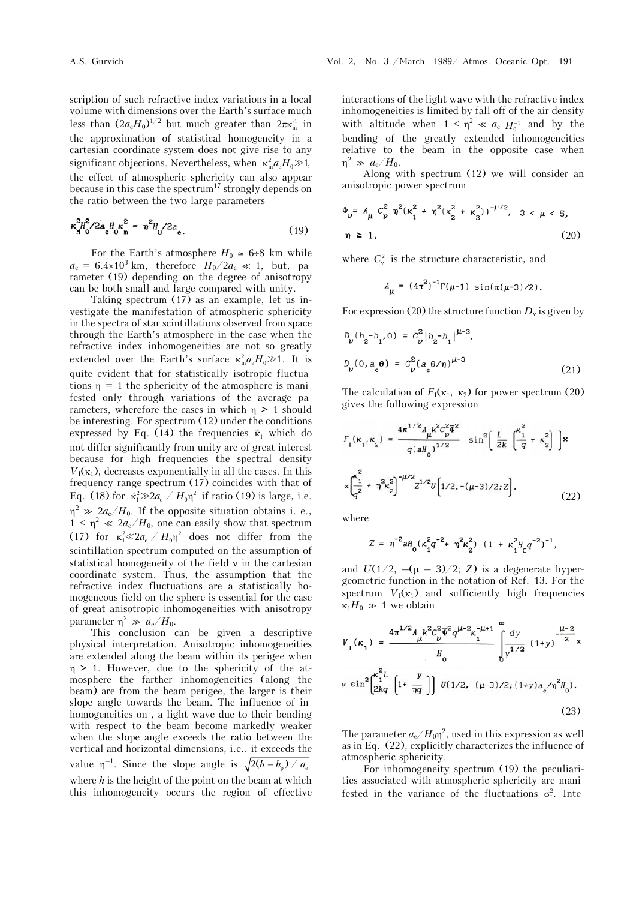scription of such refractive index variations in a local volume with dimensions over the Earth's surface much less than $(2a_eH_0)^{1/2}$ but much greater than $2\pi\kappa_m^{-1}$ in the approximation of statistical homogeneity in a cartesian coordinate system does not give rise to any significant objections. Nevertheless, when $\kappa_m^2 a_e H_0 \gg 1$, the effect of atmospheric sphericity can also appear because in this case the spectrum[17] strongly depends on the ratio between the two large parameters

$$\kappa_M^2 H_0^2 / 2a_e H_0 \kappa_m^2 = \eta^2 H_0 / 2a_e. \tag{19}$$

For the Earth's atmosphere $H_0 \simeq 6\div 8$ km while $a_e = 6.4\times 10^3$ km, therefore $H_0/2a_e \ll 1$, but, parameter (19) depending on the degree of anisotropy can be both small and large compared with unity.

Taking spectrum (17) as an example, let us investigate the manifestation of atmospheric sphericity in the spectra of star scintillations observed from space through the Earth's atmosphere in the case when the refractive index inhomogeneities are not so greatly extended over the Earth's surface $\kappa_m^2 a_e H_0 \gg 1$. It is quite evident that for statistically isotropic fluctuations $\eta = 1$ the sphericity of the atmosphere is manifested only through variations of the average parameters, wherefore the cases in which $\eta > 1$ should be interesting. For spectrum (12) under the conditions expressed by Eq. (14) the frequencies $\tilde{\kappa}_1$ which do not differ significantly from unity are of great interest because for high frequencies the spectral density $V_I(\kappa_1)$, decreases exponentially in all the cases. In this frequency range spectrum (17) coincides with that of Eq. (18) for $\tilde{\kappa}_1^2 \gg 2a_e / H_0\eta^2$ if ratio (19) is large, i.e. $\eta^2 \gg 2a_e/H_0$. If the opposite situation obtains i. e., $1 \le \eta^2 \ll 2a_e/H_0$, one can easily show that spectrum (17) for $\kappa_1^2 \ll 2a_e / H_0\eta^2$ does not differ from the scintillation spectrum computed on the assumption of statistical homogeneity of the field $\nu$ in the cartesian coordinate system. Thus, the assumption that the refractive index fluctuations are a statistically homogeneous field on the sphere is essential for the case of great anisotropic inhomogeneities with anisotropy parameter $\eta^2 \gg a_e/H_0$.

This conclusion can be given a descriptive physical interpretation. Anisotropic inhomogeneities are extended along the beam within its perigee when $\eta > 1$. However, due to the sphericity of the atmosphere the farther inhomogeneities (along the beam) are from the beam perigee, the larger is their slope angle towards the beam. The influence of inhomogeneities on-, a light wave due to their bending with respect to the beam become markedly weaker when the slope angle exceeds the ratio between the vertical and horizontal dimensions, i.e.. it exceeds the value $\eta^{-1}$. Since the slope angle is $\sqrt{2(h-h_p)/a_e}$ where $h$ is the height of the point on the beam at which this inhomogeneity occurs the region of effective interactions of the light wave with the refractive index inhomogeneities is limited by fall off of the air density with altitude when $1 \le \eta^2 \ll a_e H_0^{-1}$ and by the bending of the greatly extended inhomogeneities relative to the beam in the opposite case when $\eta^2 \gg a_e/H_0$.

Along with spectrum (12) we will consider an anisotropic power spectrum

$$\Phi_\nu = A_\mu C_\nu^2 \eta^2(\kappa_1^2 + \eta^2(\kappa_2^2 + \kappa_3^2))^{-\mu/2}, \quad 3 < \mu < 5,$$
$$\eta \ge 1, \tag{20}$$

where $C_\nu^2$ is the structure characteristic, and

$$A_\mu = (4\pi^2)^{-1}\Gamma(\mu-1)\sin(\pi(\mu-3)/2).$$

For expression (20) the structure function $D_\nu$ is given by

$$D_\nu(h_2-h_1, 0) = C_\nu^2|h_2-h_1|^{\mu-3},$$
$$D_\nu(0, a_e\theta) = C_\nu^2(a_e\theta/\eta)^{\mu-3} \tag{21}$$

The calculation of $F_I(\kappa_1, \kappa_2)$ for power spectrum (20) gives the following expression

$$F_I(\kappa_1,\kappa_2) = \frac{4\pi^{1/2}A_\mu k^2 C_\nu^2 \bar{\Psi}^2}{q(aH_0)^{1/2}} \sin^2\left[\frac{L}{2k}\left(\frac{\kappa_1^2}{q} + \kappa_2^2\right)\right] \times$$
$$\times\left(\frac{\kappa_1^2}{q^2} + \eta^2\kappa_2^2\right)^{-\mu/2} Z^{1/2} U\left(1/2, -(\mu-3)/2; Z\right), \tag{22}$$

where

$$Z = \eta^{-2}aH_0(\kappa_1^2 q^{-2} + \eta^2\kappa_2^2)(1 + \kappa_1^2 H_0 q^{-2})^{-1},$$

and $U(1/2, -(\mu-3)/2; Z)$ is a degenerate hypergeometric function in the notation of Ref. 13. For the spectrum $V_I(\kappa_1)$ and sufficiently high frequencies $\kappa_1 H_0 \gg 1$ we obtain

$$V_I(\kappa_1) = \frac{4\pi^{1/2}A_\mu k^2 C_\nu^2 \bar{\Psi}^2 q^{\mu-2}\kappa_1^{-\mu+1}}{H_0}\int_0^\infty \frac{dy}{y^{1/2}}(1+y)^{-\frac{\mu-2}{2}} \times$$
$$\times \sin^2\left[\frac{\kappa_1^2 L}{2kq}\left[1 + \frac{y}{\eta q}\right]\right] U(1/2, -(\mu-3)/2; (1+y)a_e/\eta^2 H_0). \tag{23}$$

The parameter $a_e/H_0\eta^2$, used in this expression as well as in Eq. (22), explicitly characterizes the influence of atmospheric sphericity.

For inhomogeneity spectrum (19) the peculiarities associated with atmospheric sphericity are manifested in the variance of the fluctuations $\sigma_I^2$. Inte-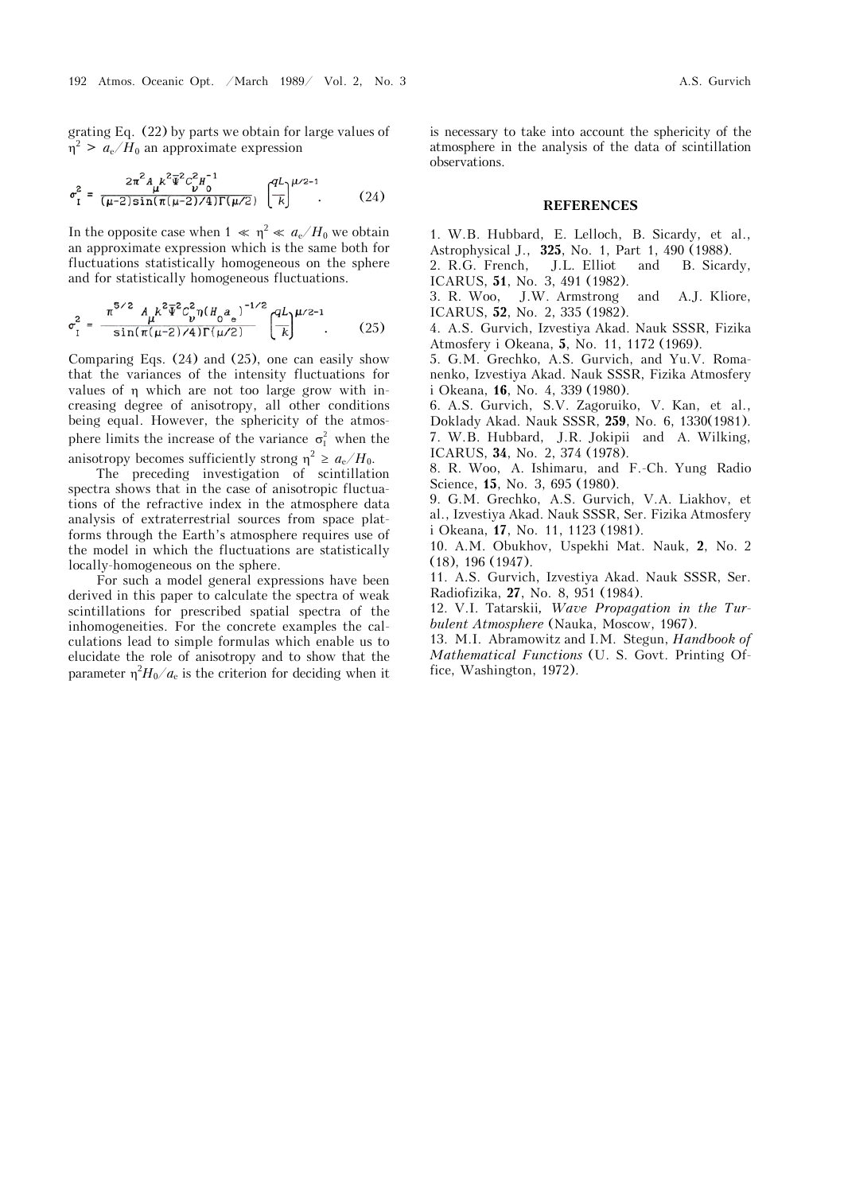grating Eq. (22) by parts we obtain for large values of $\eta^2 > a_e/H_0$ an approximate expression

$$\sigma_I^2 = \frac{2\pi^2 A_\mu k^2 \bar{\Psi}^2 C_\nu^2 H_0^{-1}}{(\mu-2)\sin(\pi(\mu-2)/4)\Gamma(\mu/2)} \left(\frac{qL}{k}\right)^{\mu/2-1}. \qquad (24)$$

In the opposite case when $1 \ll \eta^2 \ll a_e/H_0$ we obtain an approximate expression which is the same both for fluctuations statistically homogeneous on the sphere and for statistically homogeneous fluctuations.

$$\sigma_I^2 = \frac{\pi^{5/2} A_\mu k^2 \bar{\Psi}^2 C_\nu^2 \eta (H_0 a_e)^{-1/2}}{\sin(\pi(\mu-2)/4)\Gamma(\mu/2)} \left(\frac{qL}{k}\right)^{\mu/2-1}. \qquad (25)$$

Comparing Eqs. (24) and (25), one can easily show that the variances of the intensity fluctuations for values of $\eta$ which are not too large grow with increasing degree of anisotropy, all other conditions being equal. However, the sphericity of the atmosphere limits the increase of the variance $\sigma_I^2$ when the anisotropy becomes sufficiently strong $\eta^2 \geq a_e/H_0$.

The preceding investigation of scintillation spectra shows that in the case of anisotropic fluctuations of the refractive index in the atmosphere data analysis of extraterrestrial sources from space platforms through the Earth's atmosphere requires use of the model in which the fluctuations are statistically locally-homogeneous on the sphere.

For such a model general expressions have been derived in this paper to calculate the spectra of weak scintillations for prescribed spatial spectra of the inhomogeneities. For the concrete examples the calculations lead to simple formulas which enable us to elucidate the role of anisotropy and to show that the parameter $\eta^2 H_0/a_e$ is the criterion for deciding when it is necessary to take into account the sphericity of the atmosphere in the analysis of the data of scintillation observations.

## REFERENCES

1. W.B. Hubbard, E. Lelloch, B. Sicardy, et al., Astrophysical J., **325**, No. 1, Part 1, 490 (1988).
2. R.G. French, J.L. Elliot and B. Sicardy, ICARUS, **51**, No. 3, 491 (1982).
3. R. Woo, J.W. Armstrong and A.J. Kliore, ICARUS, **52**, No. 2, 335 (1982).
4. A.S. Gurvich, Izvestiya Akad. Nauk SSSR, Fizika Atmosfery i Okeana, **5**, No. 11, 1172 (1969).
5. G.M. Grechko, A.S. Gurvich, and Yu.V. Romanenko, Izvestiya Akad. Nauk SSSR, Fizika Atmosfery i Okeana, **16**, No. 4, 339 (1980).
6. A.S. Gurvich, S.V. Zagoruiko, V. Kan, et al., Doklady Akad. Nauk SSSR, **259**, No. 6, 1330(1981).
7. W.B. Hubbard, J.R. Jokipii and A. Wilking, ICARUS, **34**, No. 2, 374 (1978).
8. R. Woo, A. Ishimaru, and F.-Ch. Yung Radio Science, **15**, No. 3, 695 (1980).
9. G.M. Grechko, A.S. Gurvich, V.A. Liakhov, et al., Izvestiya Akad. Nauk SSSR, Ser. Fizika Atmosfery i Okeana, **17**, No. 11, 1123 (1981).
10. A.M. Obukhov, Uspekhi Mat. Nauk, **2**, No. 2 (18), 196 (1947).
11. A.S. Gurvich, Izvestiya Akad. Nauk SSSR, Ser. Radiofizika, **27**, No. 8, 951 (1984).
12. V.I. Tatarskii, *Wave Propagation in the Turbulent Atmosphere* (Nauka, Moscow, 1967).
13. M.I. Abramowitz and I.M. Stegun, *Handbook of Mathematical Functions* (U. S. Govt. Printing Office, Washington, 1972).